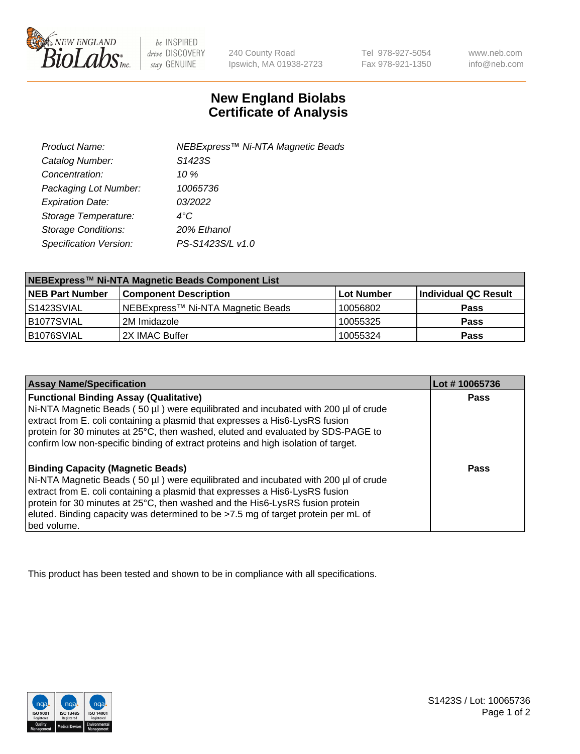240 County Road
Ipswich, MA 01938-2723

Tel 978-927-5054
Fax 978-921-1350

www.neb.com
info@neb.com

# New England Biolabs
# Certificate of Analysis

| | |
|---|---|
| *Product Name:* | *NEBExpress™ Ni-NTA Magnetic Beads* |
| *Catalog Number:* | *S1423S* |
| *Concentration:* | *10 %* |
| *Packaging Lot Number:* | *10065736* |
| *Expiration Date:* | *03/2022* |
| *Storage Temperature:* | *4°C* |
| *Storage Conditions:* | *20% Ethanol* |
| *Specification Version:* | *PS-S1423S/L v1.0* |

| NEBExpress™ Ni-NTA Magnetic Beads Component List | | | |
|---|---|---|---|
| **NEB Part Number** | **Component Description** | **Lot Number** | **Individual QC Result** |
| S1423SVIAL | NEBExpress™ Ni-NTA Magnetic Beads | 10056802 | **Pass** |
| B1077SVIAL | 2M Imidazole | 10055325 | **Pass** |
| B1076SVIAL | 2X IMAC Buffer | 10055324 | **Pass** |

| Assay Name/Specification | Lot # 10065736 |
|---|---|
| **Functional Binding Assay (Qualitative)** Ni-NTA Magnetic Beads ( 50 µl ) were equilibrated and incubated with 200 µl of crude extract from E. coli containing a plasmid that expresses a His6-LysRS fusion protein for 30 minutes at 25°C, then washed, eluted and evaluated by SDS-PAGE to confirm low non-specific binding of extract proteins and high isolation of target. | **Pass** |
| **Binding Capacity (Magnetic Beads)** Ni-NTA Magnetic Beads ( 50 µl ) were equilibrated and incubated with 200 µl of crude extract from E. coli containing a plasmid that expresses a His6-LysRS fusion protein for 30 minutes at 25°C, then washed and the His6-LysRS fusion protein eluted. Binding capacity was determined to be >7.5 mg of target protein per mL of bed volume. | **Pass** |

This product has been tested and shown to be in compliance with all specifications.

S1423S / Lot: 10065736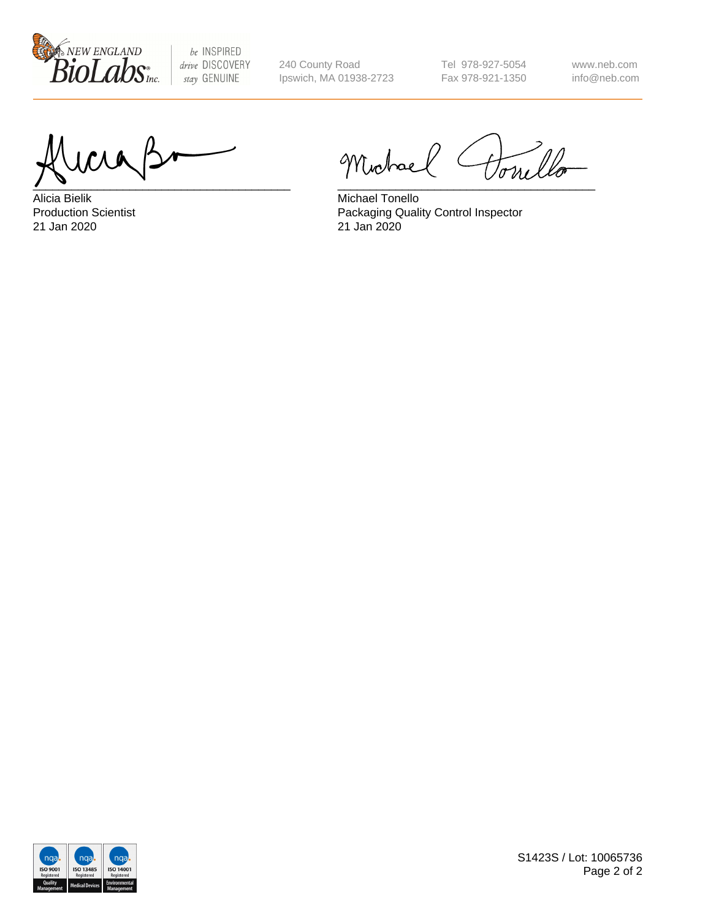Alicia Bielik
Production Scientist
21 Jan 2020

Michael Tonello
Packaging Quality Control Inspector
21 Jan 2020